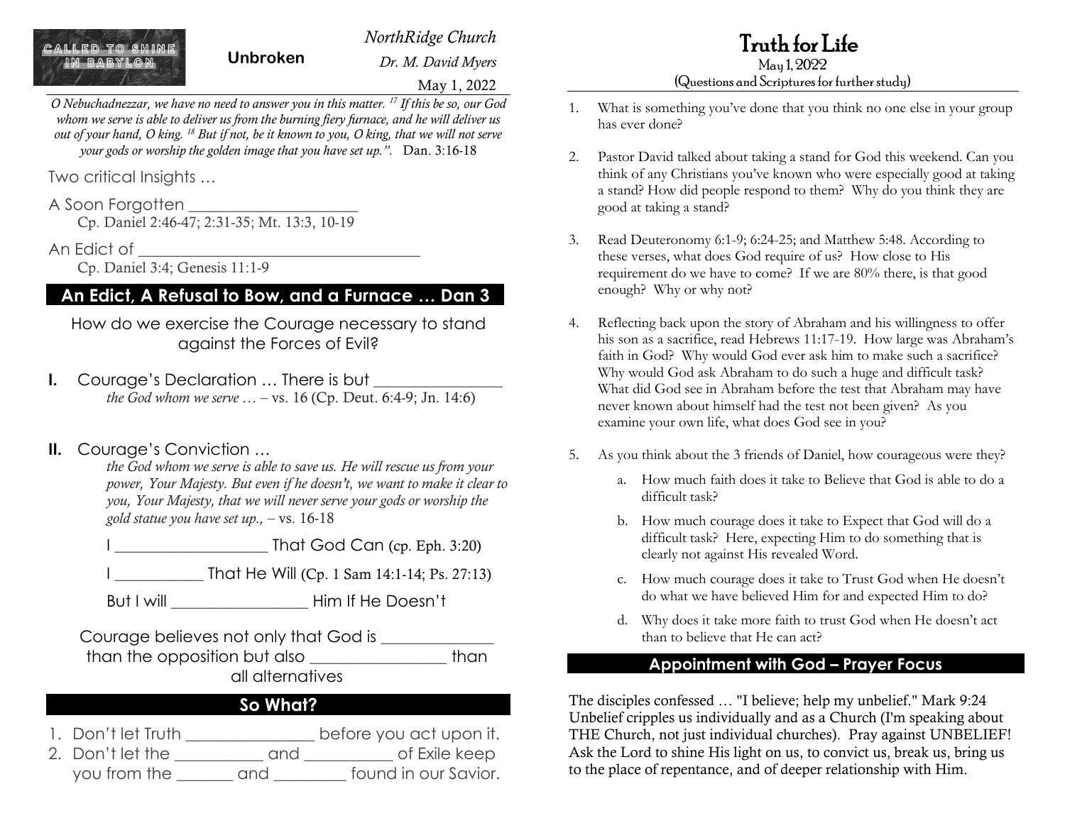CALLED TO SHINE IN BABYLON

**Unbroken**

*NorthRidge Church*

*Dr. M. David Myers*

May 1, 2022

*O Nebuchadnezzar, we have no need to answer you in this matter. [17] If this be so, our God whom we serve is able to deliver us from the burning fiery furnace, and he will deliver us out of your hand, O king. [18] But if not, be it known to you, O king, that we will not serve your gods or worship the golden image that you have set up.".* Dan. 3:16-18

Two critical Insights …

A Soon Forgotten ____________________
Cp. Daniel 2:46-47; 2:31-35; Mt. 13:3, 10-19

An Edict of __________________________________
Cp. Daniel 3:4; Genesis 11:1-9

## An Edict, A Refusal to Bow, and a Furnace … Dan 3

How do we exercise the Courage necessary to stand against the Forces of Evil?

**I.** Courage's Declaration … There is but _______________
*the God whom we serve …* – vs. 16 (Cp. Deut. 6:4-9; Jn. 14:6)

**II.** Courage's Conviction …
*the God whom we serve is able to save us. He will rescue us from your power, Your Majesty. But even if he doesn't, we want to make it clear to you, Your Majesty, that we will never serve your gods or worship the gold statue you have set up.,* – vs. 16-18

I __________________ That God Can (cp. Eph. 3:20)

I __________ That He Will (Cp. 1 Sam 14:1-14; Ps. 27:13)

But I will ________________ Him If He Doesn't

Courage believes not only that God is _____________ than the opposition but also ________________ than all alternatives

## So What?

1. Don't let Truth _______________ before you act upon it.
2. Don't let the __________ and __________ of Exile keep you from the _______ and ________ found in our Savior.

# Truth for Life

May 1, 2022

(Questions and Scriptures for further study)

1. What is something you've done that you think no one else in your group has ever done?

2. Pastor David talked about taking a stand for God this weekend. Can you think of any Christians you've known who were especially good at taking a stand? How did people respond to them? Why do you think they are good at taking a stand?

3. Read Deuteronomy 6:1-9; 6:24-25; and Matthew 5:48. According to these verses, what does God require of us? How close to His requirement do we have to come? If we are 80% there, is that good enough? Why or why not?

4. Reflecting back upon the story of Abraham and his willingness to offer his son as a sacrifice, read Hebrews 11:17-19. How large was Abraham's faith in God? Why would God ever ask him to make such a sacrifice? Why would God ask Abraham to do such a huge and difficult task? What did God see in Abraham before the test that Abraham may have never known about himself had the test not been given? As you examine your own life, what does God see in you?

5. As you think about the 3 friends of Daniel, how courageous were they?
   a. How much faith does it take to Believe that God is able to do a difficult task?
   b. How much courage does it take to Expect that God will do a difficult task? Here, expecting Him to do something that is clearly not against His revealed Word.
   c. How much courage does it take to Trust God when He doesn't do what we have believed Him for and expected Him to do?
   d. Why does it take more faith to trust God when He doesn't act than to believe that He can act?

## Appointment with God – Prayer Focus

The disciples confessed … "I believe; help my unbelief." Mark 9:24 Unbelief cripples us individually and as a Church (I'm speaking about THE Church, not just individual churches). Pray against UNBELIEF! Ask the Lord to shine His light on us, to convict us, break us, bring us to the place of repentance, and of deeper relationship with Him.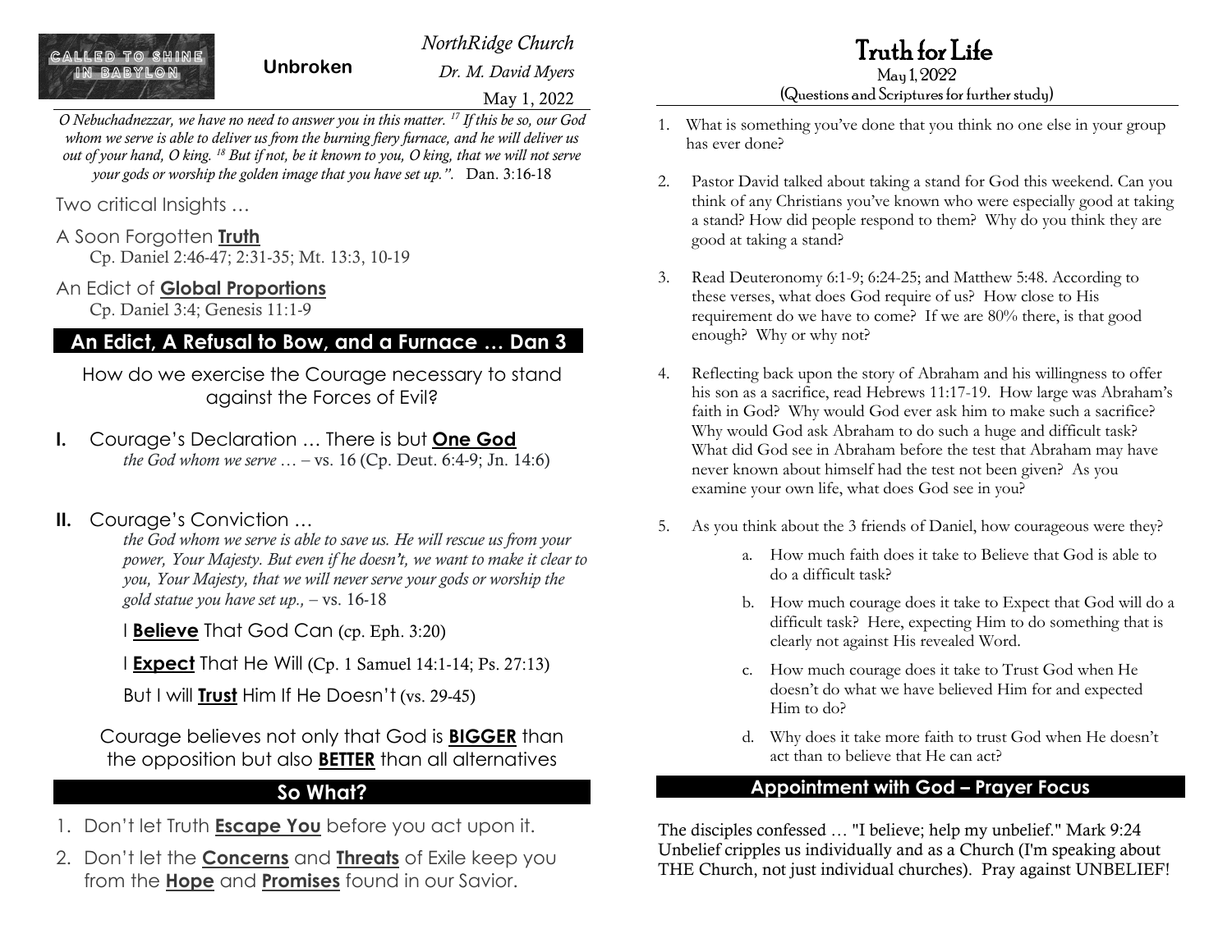CALLED TO SHINE IN BABYLON

**Unbroken**

*NorthRidge Church*

*Dr. M. David Myers*

May 1, 2022

*O Nebuchadnezzar, we have no need to answer you in this matter. [17] If this be so, our God whom we serve is able to deliver us from the burning fiery furnace, and he will deliver us out of your hand, O king. [18] But if not, be it known to you, O king, that we will not serve your gods or worship the golden image that you have set up.".* Dan. 3:16-18

Two critical Insights …

A Soon Forgotten **Truth**
Cp. Daniel 2:46-47; 2:31-35; Mt. 13:3, 10-19

An Edict of **Global Proportions**
Cp. Daniel 3:4; Genesis 11:1-9

## An Edict, A Refusal to Bow, and a Furnace … Dan 3

How do we exercise the Courage necessary to stand against the Forces of Evil?

**I.** Courage's Declaration … There is but **One God**
*the God whom we serve …* – vs. 16 (Cp. Deut. 6:4-9; Jn. 14:6)

**II.** Courage's Conviction …
*the God whom we serve is able to save us. He will rescue us from your power, Your Majesty. But even if he doesn't, we want to make it clear to you, Your Majesty, that we will never serve your gods or worship the gold statue you have set up.,* – vs. 16-18

I **Believe** That God Can (cp. Eph. 3:20)

I **Expect** That He Will (Cp. 1 Samuel 14:1-14; Ps. 27:13)

But I will **Trust** Him If He Doesn't (vs. 29-45)

Courage believes not only that God is **BIGGER** than the opposition but also **BETTER** than all alternatives

## So What?

1. Don't let Truth **Escape You** before you act upon it.
2. Don't let the **Concerns** and **Threats** of Exile keep you from the **Hope** and **Promises** found in our Savior.

# Truth for Life

May 1, 2022
(Questions and Scriptures for further study)

1. What is something you've done that you think no one else in your group has ever done?
2. Pastor David talked about taking a stand for God this weekend. Can you think of any Christians you've known who were especially good at taking a stand? How did people respond to them? Why do you think they are good at taking a stand?
3. Read Deuteronomy 6:1-9; 6:24-25; and Matthew 5:48. According to these verses, what does God require of us? How close to His requirement do we have to come? If we are 80% there, is that good enough? Why or why not?
4. Reflecting back upon the story of Abraham and his willingness to offer his son as a sacrifice, read Hebrews 11:17-19. How large was Abraham's faith in God? Why would God ever ask him to make such a sacrifice? Why would God ask Abraham to do such a huge and difficult task? What did God see in Abraham before the test that Abraham may have never known about himself had the test not been given? As you examine your own life, what does God see in you?
5. As you think about the 3 friends of Daniel, how courageous were they?
   a. How much faith does it take to Believe that God is able to do a difficult task?
   b. How much courage does it take to Expect that God will do a difficult task? Here, expecting Him to do something that is clearly not against His revealed Word.
   c. How much courage does it take to Trust God when He doesn't do what we have believed Him for and expected Him to do?
   d. Why does it take more faith to trust God when He doesn't act than to believe that He can act?

## Appointment with God – Prayer Focus

The disciples confessed … "I believe; help my unbelief." Mark 9:24
Unbelief cripples us individually and as a Church (I'm speaking about THE Church, not just individual churches). Pray against UNBELIEF!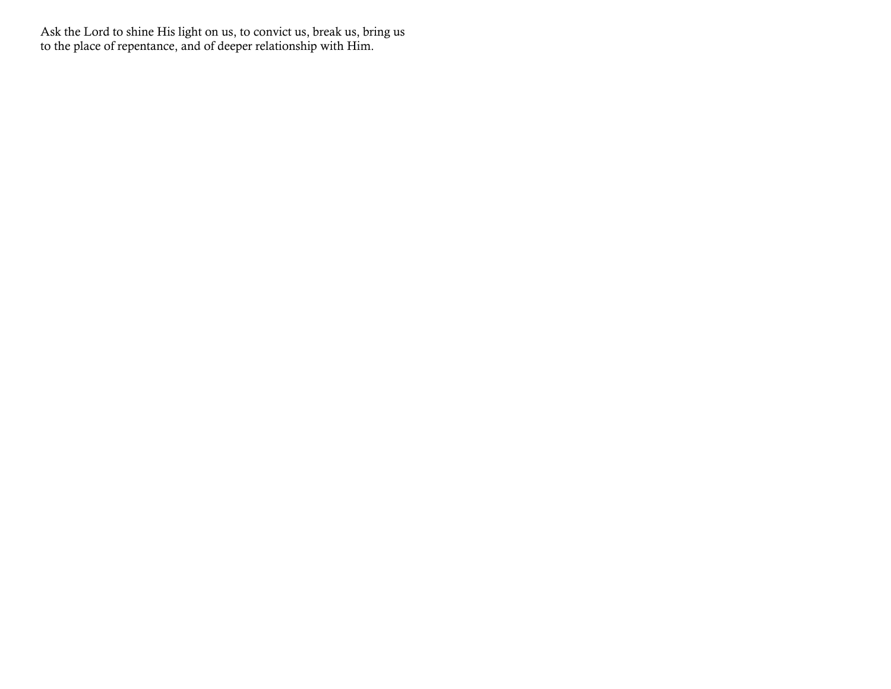Ask the Lord to shine His light on us, to convict us, break us, bring us to the place of repentance, and of deeper relationship with Him.